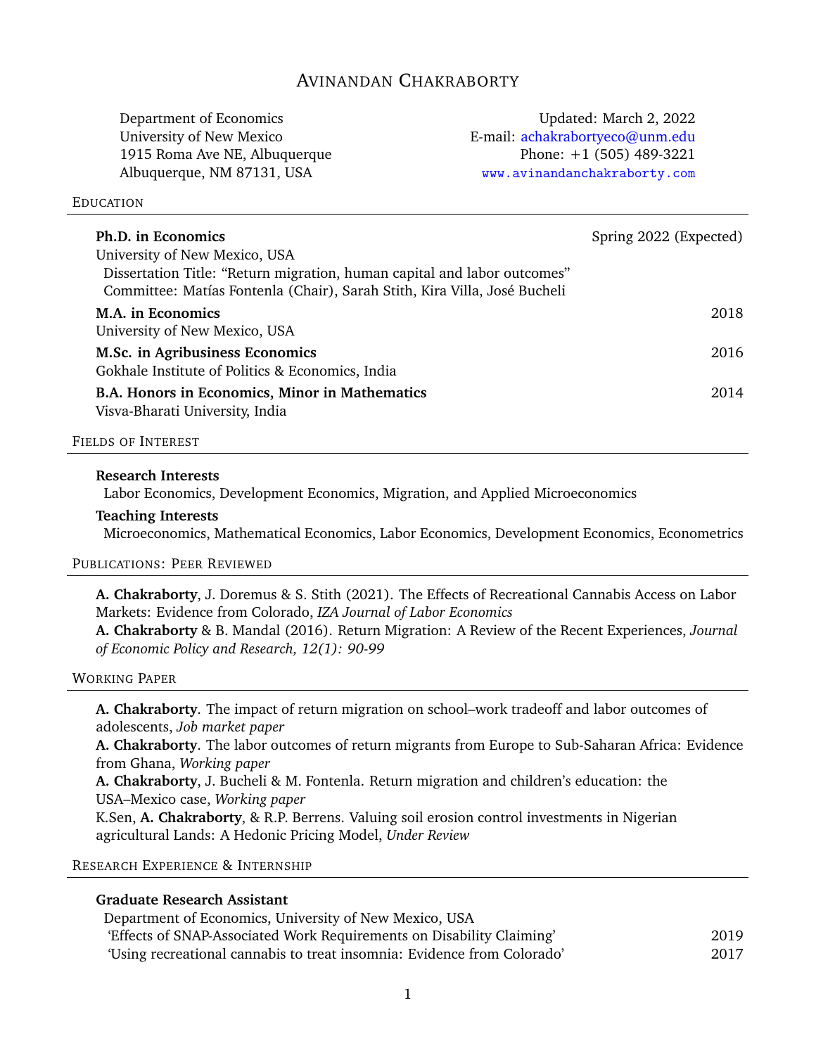# Avinandan Chakraborty

Department of Economics
University of New Mexico
1915 Roma Ave NE, Albuquerque
Albuquerque, NM 87131, USA

Updated: March 2, 2022
E-mail: achakrabortyeco@unm.edu
Phone: +1 (505) 489-3221
www.avinandanchakraborty.com

## Education

**Ph.D. in Economics** — Spring 2022 (Expected)
University of New Mexico, USA
Dissertation Title: "Return migration, human capital and labor outcomes"
Committee: Matías Fontenla (Chair), Sarah Stith, Kira Villa, José Bucheli

**M.A. in Economics** — 2018
University of New Mexico, USA

**M.Sc. in Agribusiness Economics** — 2016
Gokhale Institute of Politics & Economics, India

**B.A. Honors in Economics, Minor in Mathematics** — 2014
Visva-Bharati University, India

## Fields of Interest

**Research Interests**
Labor Economics, Development Economics, Migration, and Applied Microeconomics

**Teaching Interests**
Microeconomics, Mathematical Economics, Labor Economics, Development Economics, Econometrics

## Publications: Peer Reviewed

**A. Chakraborty**, J. Doremus & S. Stith (2021). The Effects of Recreational Cannabis Access on Labor Markets: Evidence from Colorado, *IZA Journal of Labor Economics*

**A. Chakraborty** & B. Mandal (2016). Return Migration: A Review of the Recent Experiences, *Journal of Economic Policy and Research, 12(1): 90-99*

## Working Paper

**A. Chakraborty**. The impact of return migration on school–work tradeoff and labor outcomes of adolescents, *Job market paper*

**A. Chakraborty**. The labor outcomes of return migrants from Europe to Sub-Saharan Africa: Evidence from Ghana, *Working paper*

**A. Chakraborty**, J. Bucheli & M. Fontenla. Return migration and children's education: the USA–Mexico case, *Working paper*

K.Sen, **A. Chakraborty**, & R.P. Berrens. Valuing soil erosion control investments in Nigerian agricultural Lands: A Hedonic Pricing Model, *Under Review*

## Research Experience & Internship

**Graduate Research Assistant**
Department of Economics, University of New Mexico, USA
'Effects of SNAP-Associated Work Requirements on Disability Claiming' — 2019
'Using recreational cannabis to treat insomnia: Evidence from Colorado' — 2017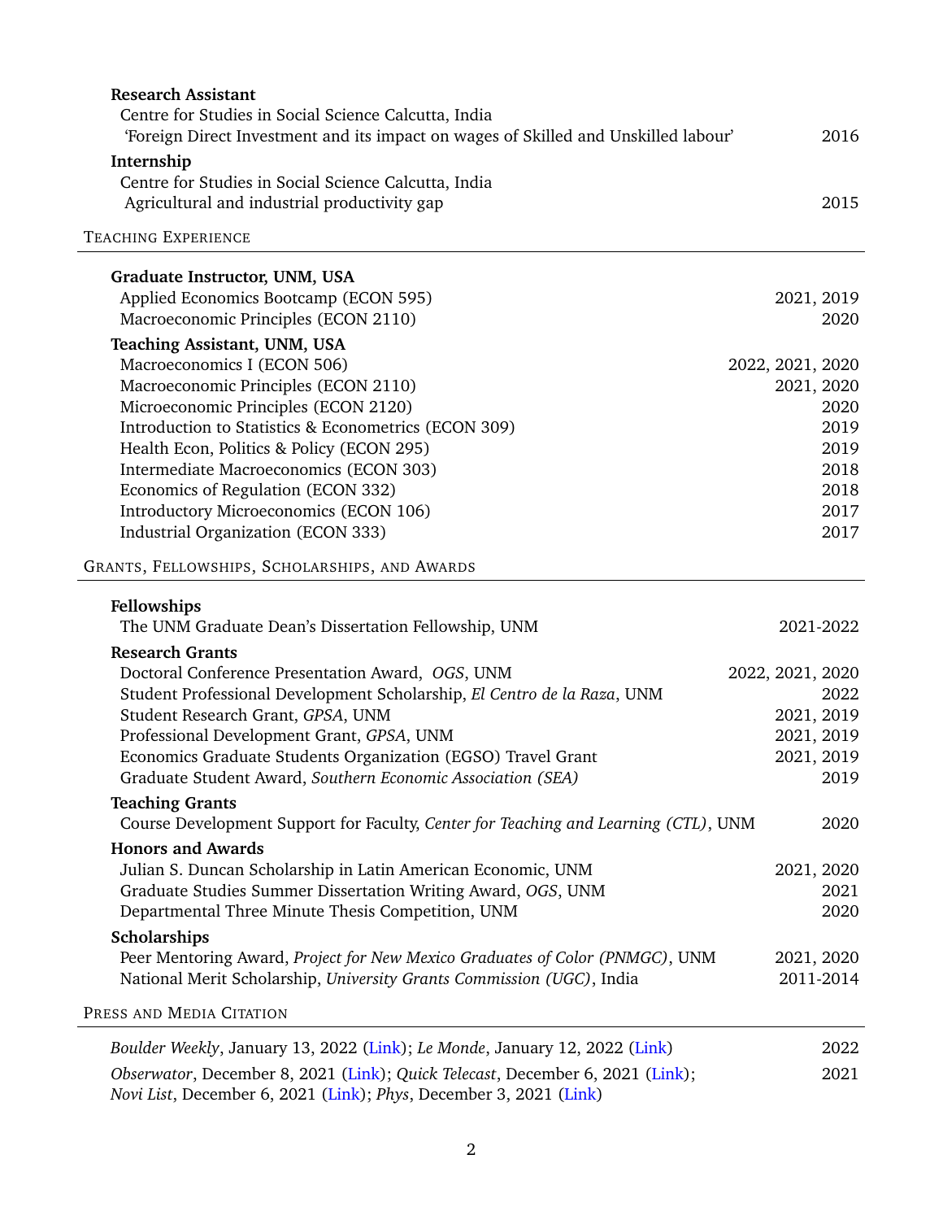**Research Assistant**
Centre for Studies in Social Science Calcutta, India
'Foreign Direct Investment and its impact on wages of Skilled and Unskilled labour' — 2016

**Internship**
Centre for Studies in Social Science Calcutta, India
Agricultural and industrial productivity gap — 2015

## Teaching Experience

**Graduate Instructor, UNM, USA**
- Applied Economics Bootcamp (ECON 595) — 2021, 2019
- Macroeconomic Principles (ECON 2110) — 2020

**Teaching Assistant, UNM, USA**
- Macroeconomics I (ECON 506) — 2022, 2021, 2020
- Macroeconomic Principles (ECON 2110) — 2021, 2020
- Microeconomic Principles (ECON 2120) — 2020
- Introduction to Statistics & Econometrics (ECON 309) — 2019
- Health Econ, Politics & Policy (ECON 295) — 2019
- Intermediate Macroeconomics (ECON 303) — 2018
- Economics of Regulation (ECON 332) — 2018
- Introductory Microeconomics (ECON 106) — 2017
- Industrial Organization (ECON 333) — 2017

## Grants, Fellowships, Scholarships, and Awards

**Fellowships**
- The UNM Graduate Dean's Dissertation Fellowship, UNM — 2021-2022

**Research Grants**
- Doctoral Conference Presentation Award, *OGS*, UNM — 2022, 2021, 2020
- Student Professional Development Scholarship, *El Centro de la Raza*, UNM — 2022
- Student Research Grant, *GPSA*, UNM — 2021, 2019
- Professional Development Grant, *GPSA*, UNM — 2021, 2019
- Economics Graduate Students Organization (EGSO) Travel Grant — 2021, 2019
- Graduate Student Award, *Southern Economic Association (SEA)* — 2019

**Teaching Grants**
- Course Development Support for Faculty, *Center for Teaching and Learning (CTL)*, UNM — 2020

**Honors and Awards**
- Julian S. Duncan Scholarship in Latin American Economic, UNM — 2021, 2020
- Graduate Studies Summer Dissertation Writing Award, *OGS*, UNM — 2021
- Departmental Three Minute Thesis Competition, UNM — 2020

**Scholarships**
- Peer Mentoring Award, *Project for New Mexico Graduates of Color (PNMGC)*, UNM — 2021, 2020
- National Merit Scholarship, *University Grants Commission (UGC)*, India — 2011-2014

## Press and Media Citation

*Boulder Weekly*, January 13, 2022 (Link); *Le Monde*, January 12, 2022 (Link) — 2022

*Obserwator*, December 8, 2021 (Link); *Quick Telecast*, December 6, 2021 (Link); *Novi List*, December 6, 2021 (Link); *Phys*, December 3, 2021 (Link) — 2021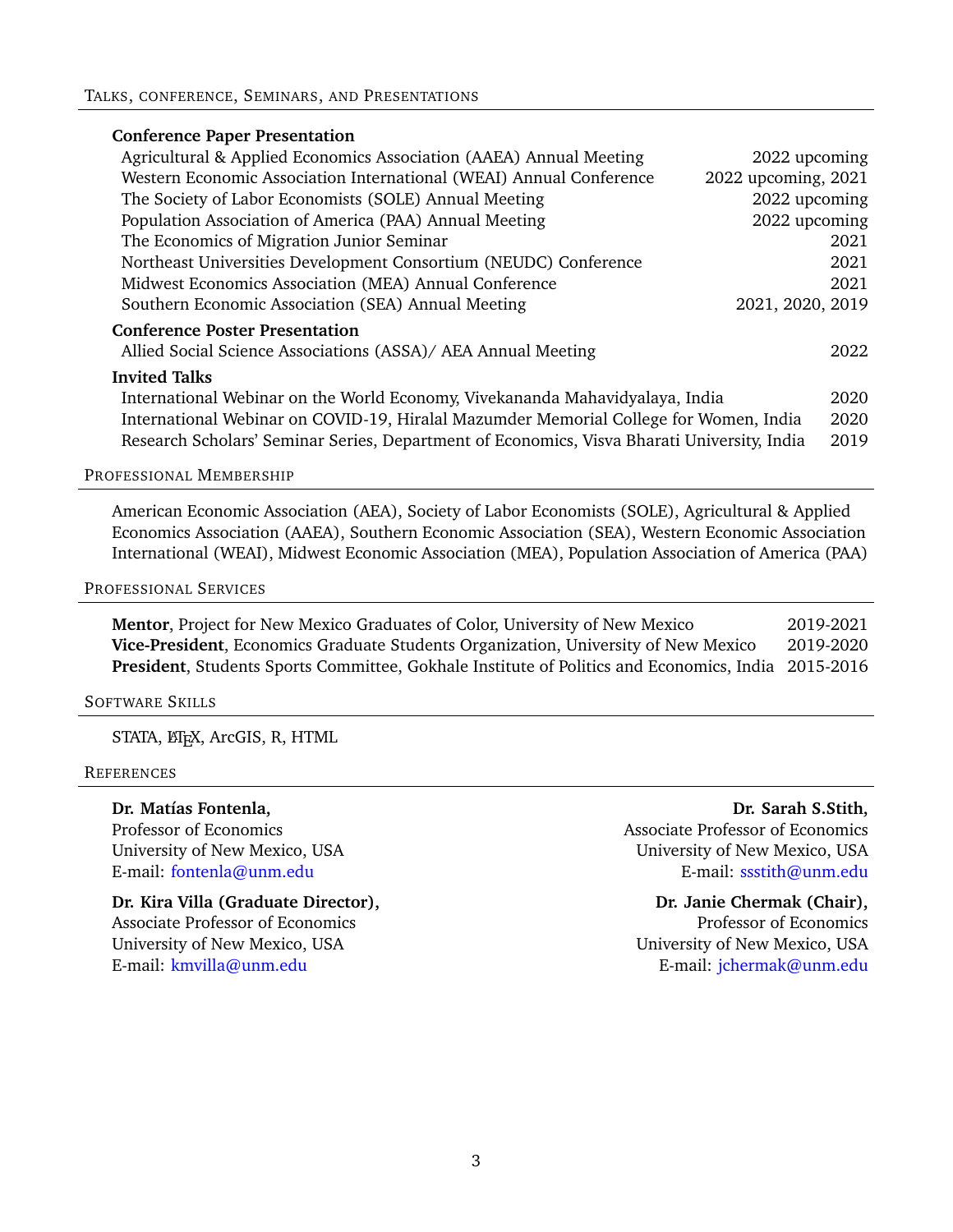## Talks, conference, Seminars, and Presentations

**Conference Paper Presentation**

| | |
|---|---|
| Agricultural & Applied Economics Association (AAEA) Annual Meeting | 2022 upcoming |
| Western Economic Association International (WEAI) Annual Conference | 2022 upcoming, 2021 |
| The Society of Labor Economists (SOLE) Annual Meeting | 2022 upcoming |
| Population Association of America (PAA) Annual Meeting | 2022 upcoming |
| The Economics of Migration Junior Seminar | 2021 |
| Northeast Universities Development Consortium (NEUDC) Conference | 2021 |
| Midwest Economics Association (MEA) Annual Conference | 2021 |
| Southern Economic Association (SEA) Annual Meeting | 2021, 2020, 2019 |

**Conference Poster Presentation**

| | |
|---|---|
| Allied Social Science Associations (ASSA)/ AEA Annual Meeting | 2022 |

**Invited Talks**

| | |
|---|---|
| International Webinar on the World Economy, Vivekananda Mahavidyalaya, India | 2020 |
| International Webinar on COVID-19, Hiralal Mazumder Memorial College for Women, India | 2020 |
| Research Scholars' Seminar Series, Department of Economics, Visva Bharati University, India | 2019 |

## Professional Membership

American Economic Association (AEA), Society of Labor Economists (SOLE), Agricultural & Applied Economics Association (AAEA), Southern Economic Association (SEA), Western Economic Association International (WEAI), Midwest Economic Association (MEA), Population Association of America (PAA)

## Professional Services

| | |
|---|---|
| **Mentor**, Project for New Mexico Graduates of Color, University of New Mexico | 2019-2021 |
| **Vice-President**, Economics Graduate Students Organization, University of New Mexico | 2019-2020 |
| **President**, Students Sports Committee, Gokhale Institute of Politics and Economics, India | 2015-2016 |

## Software Skills

STATA, LaTeX, ArcGIS, R, HTML

## References

**Dr. Matías Fontenla,**
Professor of Economics
University of New Mexico, USA
E-mail: fontenla@unm.edu

**Dr. Sarah S.Stith,**
Associate Professor of Economics
University of New Mexico, USA
E-mail: ssstith@unm.edu

**Dr. Kira Villa (Graduate Director),**
Associate Professor of Economics
University of New Mexico, USA
E-mail: kmvilla@unm.edu

**Dr. Janie Chermak (Chair),**
Professor of Economics
University of New Mexico, USA
E-mail: jchermak@unm.edu